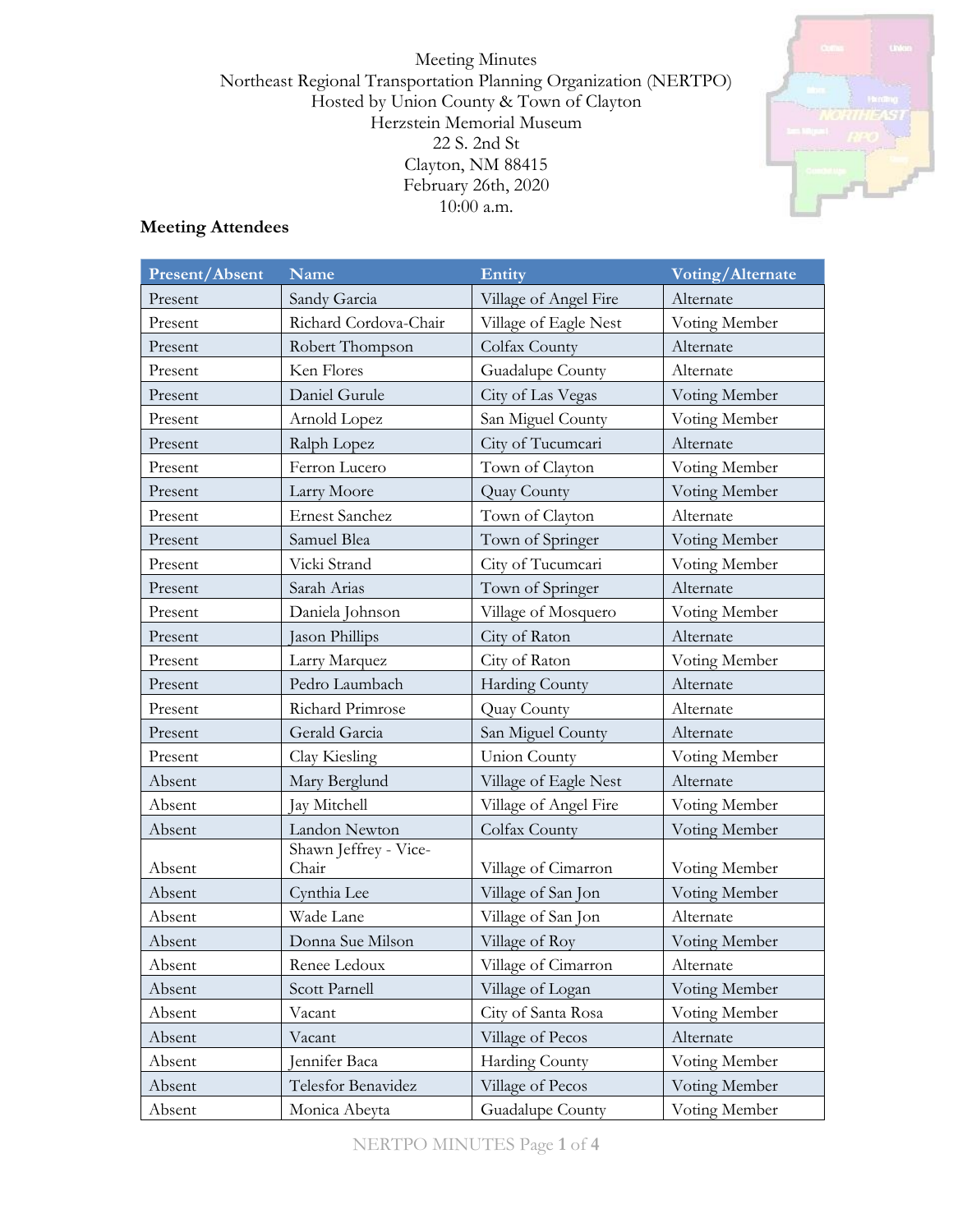Meeting Minutes
Northeast Regional Transportation Planning Organization (NERTPO)
Hosted by Union County & Town of Clayton
Herzstein Memorial Museum
22 S. 2nd St
Clayton, NM 88415
February 26th, 2020
10:00 a.m.

## Meeting Attendees

| Present/Absent | Name | Entity | Voting/Alternate |
|---|---|---|---|
| Present | Sandy Garcia | Village of Angel Fire | Alternate |
| Present | Richard Cordova-Chair | Village of Eagle Nest | Voting Member |
| Present | Robert Thompson | Colfax County | Alternate |
| Present | Ken Flores | Guadalupe County | Alternate |
| Present | Daniel Gurule | City of Las Vegas | Voting Member |
| Present | Arnold Lopez | San Miguel County | Voting Member |
| Present | Ralph Lopez | City of Tucumcari | Alternate |
| Present | Ferron Lucero | Town of Clayton | Voting Member |
| Present | Larry Moore | Quay County | Voting Member |
| Present | Ernest Sanchez | Town of Clayton | Alternate |
| Present | Samuel Blea | Town of Springer | Voting Member |
| Present | Vicki Strand | City of Tucumcari | Voting Member |
| Present | Sarah Arias | Town of Springer | Alternate |
| Present | Daniela Johnson | Village of Mosquero | Voting Member |
| Present | Jason Phillips | City of Raton | Alternate |
| Present | Larry Marquez | City of Raton | Voting Member |
| Present | Pedro Laumbach | Harding County | Alternate |
| Present | Richard Primrose | Quay County | Alternate |
| Present | Gerald Garcia | San Miguel County | Alternate |
| Present | Clay Kiesling | Union County | Voting Member |
| Absent | Mary Berglund | Village of Eagle Nest | Alternate |
| Absent | Jay Mitchell | Village of Angel Fire | Voting Member |
| Absent | Landon Newton | Colfax County | Voting Member |
| Absent | Shawn Jeffrey - Vice-Chair | Village of Cimarron | Voting Member |
| Absent | Cynthia Lee | Village of San Jon | Voting Member |
| Absent | Wade Lane | Village of San Jon | Alternate |
| Absent | Donna Sue Milson | Village of Roy | Voting Member |
| Absent | Renee Ledoux | Village of Cimarron | Alternate |
| Absent | Scott Parnell | Village of Logan | Voting Member |
| Absent | Vacant | City of Santa Rosa | Voting Member |
| Absent | Vacant | Village of Pecos | Alternate |
| Absent | Jennifer Baca | Harding County | Voting Member |
| Absent | Telesfor Benavidez | Village of Pecos | Voting Member |
| Absent | Monica Abeyta | Guadalupe County | Voting Member |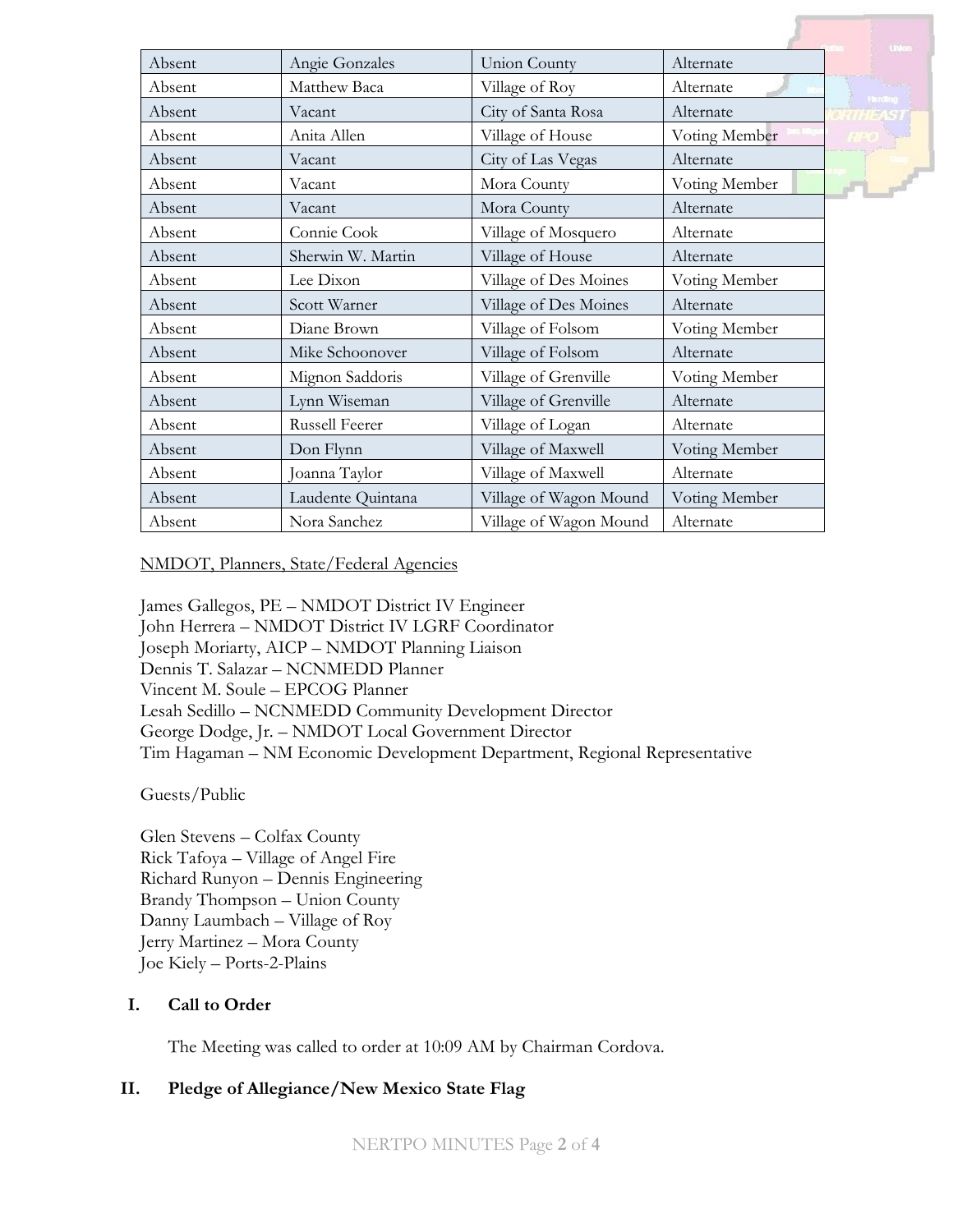| Absent | Angie Gonzales | Union County | Alternate |
|---|---|---|---|
| Absent | Matthew Baca | Village of Roy | Alternate |
| Absent | Vacant | City of Santa Rosa | Alternate |
| Absent | Anita Allen | Village of House | Voting Member |
| Absent | Vacant | City of Las Vegas | Alternate |
| Absent | Vacant | Mora County | Voting Member |
| Absent | Vacant | Mora County | Alternate |
| Absent | Connie Cook | Village of Mosquero | Alternate |
| Absent | Sherwin W. Martin | Village of House | Alternate |
| Absent | Lee Dixon | Village of Des Moines | Voting Member |
| Absent | Scott Warner | Village of Des Moines | Alternate |
| Absent | Diane Brown | Village of Folsom | Voting Member |
| Absent | Mike Schoonover | Village of Folsom | Alternate |
| Absent | Mignon Saddoris | Village of Grenville | Voting Member |
| Absent | Lynn Wiseman | Village of Grenville | Alternate |
| Absent | Russell Feerer | Village of Logan | Alternate |
| Absent | Don Flynn | Village of Maxwell | Voting Member |
| Absent | Joanna Taylor | Village of Maxwell | Alternate |
| Absent | Laudente Quintana | Village of Wagon Mound | Voting Member |
| Absent | Nora Sanchez | Village of Wagon Mound | Alternate |

<u>NMDOT, Planners, State/Federal Agencies</u>

James Gallegos, PE – NMDOT District IV Engineer
John Herrera – NMDOT District IV LGRF Coordinator
Joseph Moriarty, AICP – NMDOT Planning Liaison
Dennis T. Salazar – NCNMEDD Planner
Vincent M. Soule – EPCOG Planner
Lesah Sedillo – NCNMEDD Community Development Director
George Dodge, Jr. – NMDOT Local Government Director
Tim Hagaman – NM Economic Development Department, Regional Representative

Guests/Public

Glen Stevens – Colfax County
Rick Tafoya – Village of Angel Fire
Richard Runyon – Dennis Engineering
Brandy Thompson – Union County
Danny Laumbach – Village of Roy
Jerry Martinez – Mora County
Joe Kiely – Ports-2-Plains

## I. Call to Order

The Meeting was called to order at 10:09 AM by Chairman Cordova.

## II. Pledge of Allegiance/New Mexico State Flag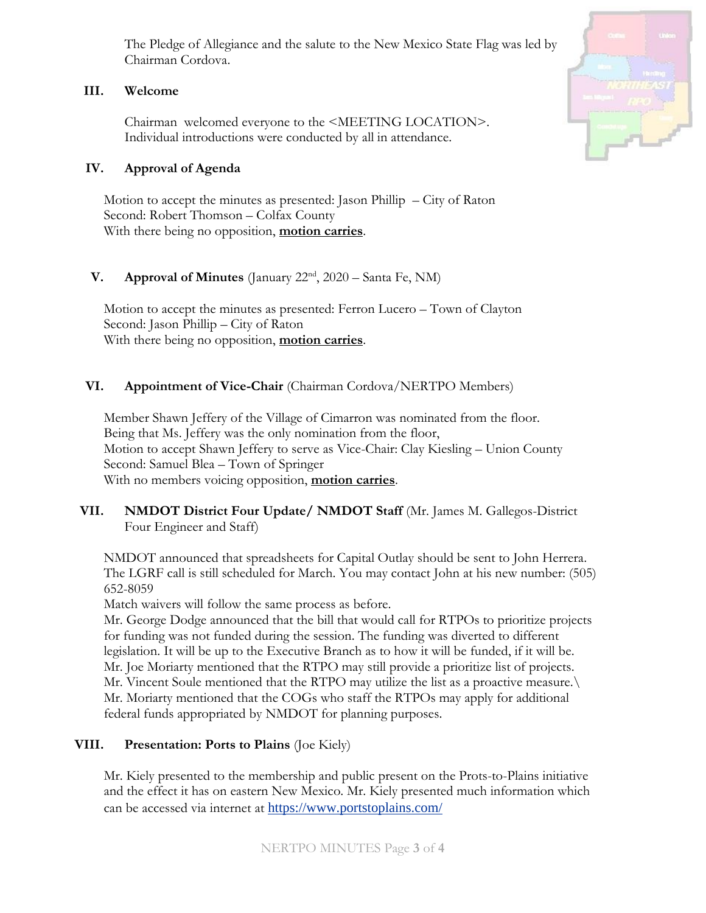The Pledge of Allegiance and the salute to the New Mexico State Flag was led by Chairman Cordova.

## III. Welcome

Chairman welcomed everyone to the <MEETING LOCATION>.
Individual introductions were conducted by all in attendance.

## IV. Approval of Agenda

Motion to accept the minutes as presented: Jason Phillip – City of Raton
Second: Robert Thomson – Colfax County
With there being no opposition, **motion carries**.

## V. Approval of Minutes (January 22nd, 2020 – Santa Fe, NM)

Motion to accept the minutes as presented: Ferron Lucero – Town of Clayton
Second: Jason Phillip – City of Raton
With there being no opposition, **motion carries**.

## VI. Appointment of Vice-Chair (Chairman Cordova/NERTPO Members)

Member Shawn Jeffery of the Village of Cimarron was nominated from the floor.
Being that Ms. Jeffery was the only nomination from the floor,
Motion to accept Shawn Jeffery to serve as Vice-Chair: Clay Kiesling – Union County
Second: Samuel Blea – Town of Springer
With no members voicing opposition, **motion carries**.

## VII. NMDOT District Four Update/ NMDOT Staff (Mr. James M. Gallegos-District Four Engineer and Staff)

NMDOT announced that spreadsheets for Capital Outlay should be sent to John Herrera. The LGRF call is still scheduled for March. You may contact John at his new number: (505) 652-8059
Match waivers will follow the same process as before.
Mr. George Dodge announced that the bill that would call for RTPOs to prioritize projects for funding was not funded during the session. The funding was diverted to different legislation. It will be up to the Executive Branch as to how it will be funded, if it will be.
Mr. Joe Moriarty mentioned that the RTPO may still provide a prioritize list of projects.
Mr. Vincent Soule mentioned that the RTPO may utilize the list as a proactive measure.\
Mr. Moriarty mentioned that the COGs who staff the RTPOs may apply for additional federal funds appropriated by NMDOT for planning purposes.

## VIII. Presentation: Ports to Plains (Joe Kiely)

Mr. Kiely presented to the membership and public present on the Prots-to-Plains initiative and the effect it has on eastern New Mexico. Mr. Kiely presented much information which can be accessed via internet at https://www.portstoplains.com/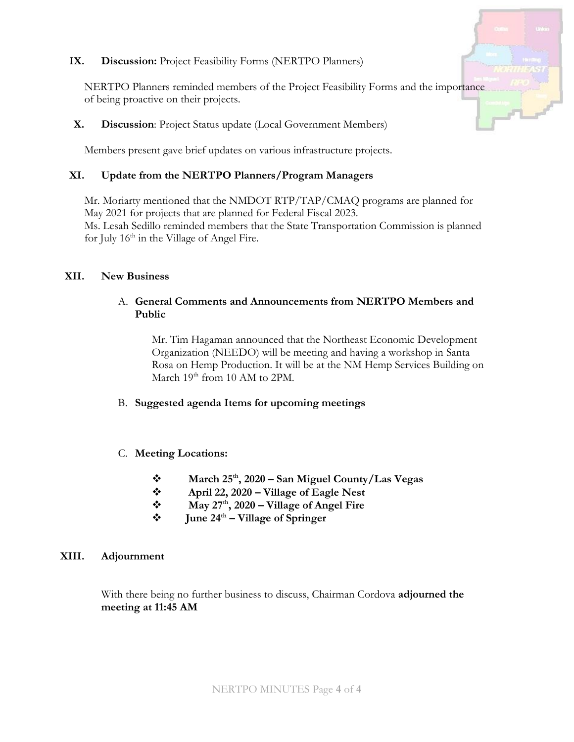**IX. Discussion:** Project Feasibility Forms (NERTPO Planners)

NERTPO Planners reminded members of the Project Feasibility Forms and the importance of being proactive on their projects.

**X. Discussion**: Project Status update (Local Government Members)

Members present gave brief updates on various infrastructure projects.

**XI. Update from the NERTPO Planners/Program Managers**

Mr. Moriarty mentioned that the NMDOT RTP/TAP/CMAQ programs are planned for May 2021 for projects that are planned for Federal Fiscal 2023.
Ms. Lesah Sedillo reminded members that the State Transportation Commission is planned for July 16th in the Village of Angel Fire.

**XII. New Business**

A. **General Comments and Announcements from NERTPO Members and Public**

Mr. Tim Hagaman announced that the Northeast Economic Development Organization (NEEDO) will be meeting and having a workshop in Santa Rosa on Hemp Production. It will be at the NM Hemp Services Building on March 19th from 10 AM to 2PM.

B. **Suggested agenda Items for upcoming meetings**

C. **Meeting Locations:**

- **March 25th, 2020 – San Miguel County/Las Vegas**
- **April 22, 2020 – Village of Eagle Nest**
- **May 27th, 2020 – Village of Angel Fire**
- **June 24th – Village of Springer**

**XIII. Adjournment**

With there being no further business to discuss, Chairman Cordova **adjourned the meeting at 11:45 AM**